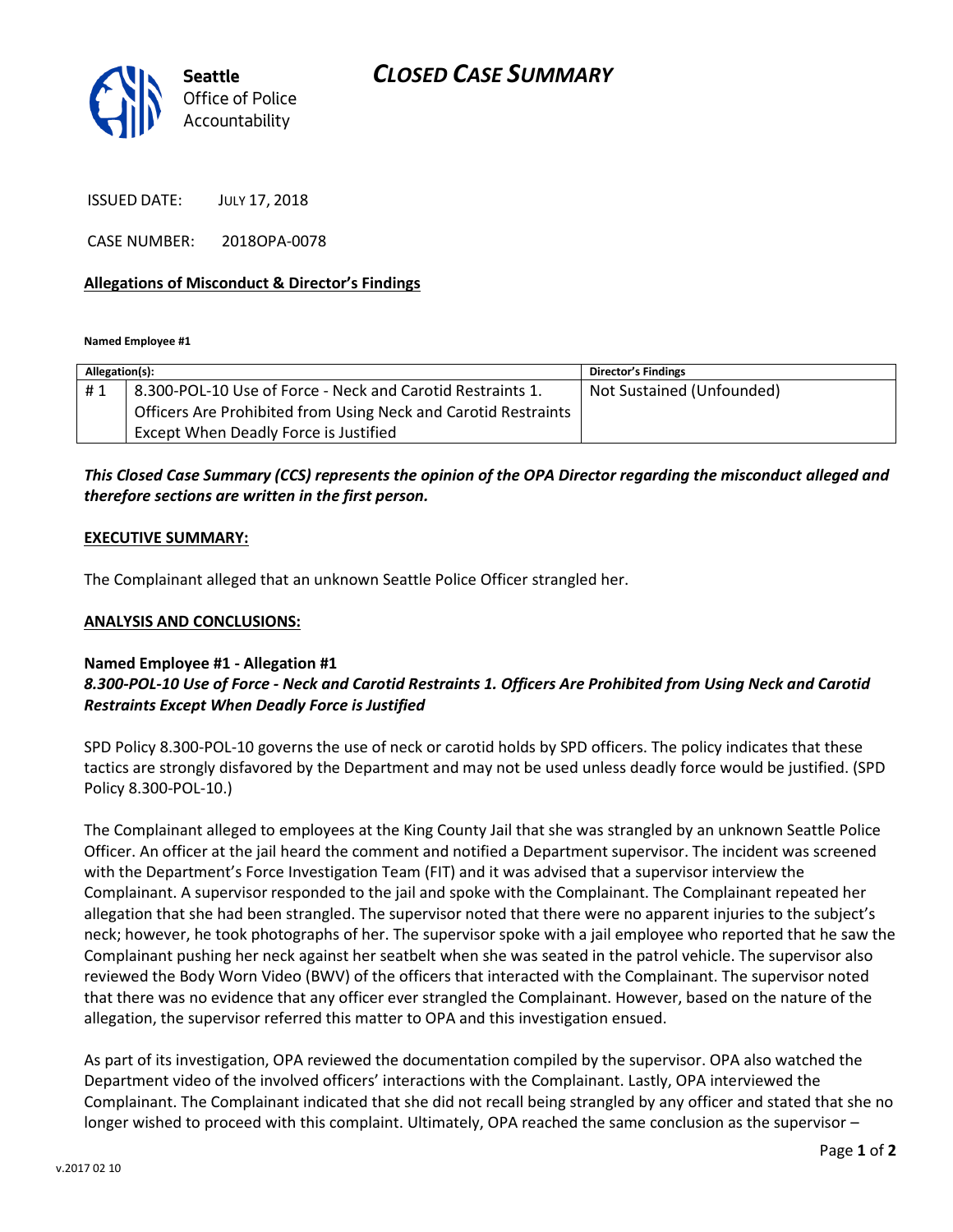**Seattle**
Office of Police
Accountability

# CLOSED CASE SUMMARY

ISSUED DATE: JULY 17, 2018

CASE NUMBER: 2018OPA-0078

**Allegations of Misconduct & Director's Findings**

**Named Employee #1**

| Allegation(s): | | Director's Findings |
|---|---|---|
| # 1 | 8.300-POL-10 Use of Force - Neck and Carotid Restraints 1. Officers Are Prohibited from Using Neck and Carotid Restraints Except When Deadly Force is Justified | Not Sustained (Unfounded) |

***This Closed Case Summary (CCS) represents the opinion of the OPA Director regarding the misconduct alleged and therefore sections are written in the first person.***

**EXECUTIVE SUMMARY:**

The Complainant alleged that an unknown Seattle Police Officer strangled her.

**ANALYSIS AND CONCLUSIONS:**

**Named Employee #1 - Allegation #1**
***8.300-POL-10 Use of Force - Neck and Carotid Restraints 1. Officers Are Prohibited from Using Neck and Carotid Restraints Except When Deadly Force is Justified***

SPD Policy 8.300-POL-10 governs the use of neck or carotid holds by SPD officers. The policy indicates that these tactics are strongly disfavored by the Department and may not be used unless deadly force would be justified. (SPD Policy 8.300-POL-10.)

The Complainant alleged to employees at the King County Jail that she was strangled by an unknown Seattle Police Officer. An officer at the jail heard the comment and notified a Department supervisor. The incident was screened with the Department's Force Investigation Team (FIT) and it was advised that a supervisor interview the Complainant. A supervisor responded to the jail and spoke with the Complainant. The Complainant repeated her allegation that she had been strangled. The supervisor noted that there were no apparent injuries to the subject's neck; however, he took photographs of her. The supervisor spoke with a jail employee who reported that he saw the Complainant pushing her neck against her seatbelt when she was seated in the patrol vehicle. The supervisor also reviewed the Body Worn Video (BWV) of the officers that interacted with the Complainant. The supervisor noted that there was no evidence that any officer ever strangled the Complainant. However, based on the nature of the allegation, the supervisor referred this matter to OPA and this investigation ensued.

As part of its investigation, OPA reviewed the documentation compiled by the supervisor. OPA also watched the Department video of the involved officers' interactions with the Complainant. Lastly, OPA interviewed the Complainant. The Complainant indicated that she did not recall being strangled by any officer and stated that she no longer wished to proceed with this complaint. Ultimately, OPA reached the same conclusion as the supervisor –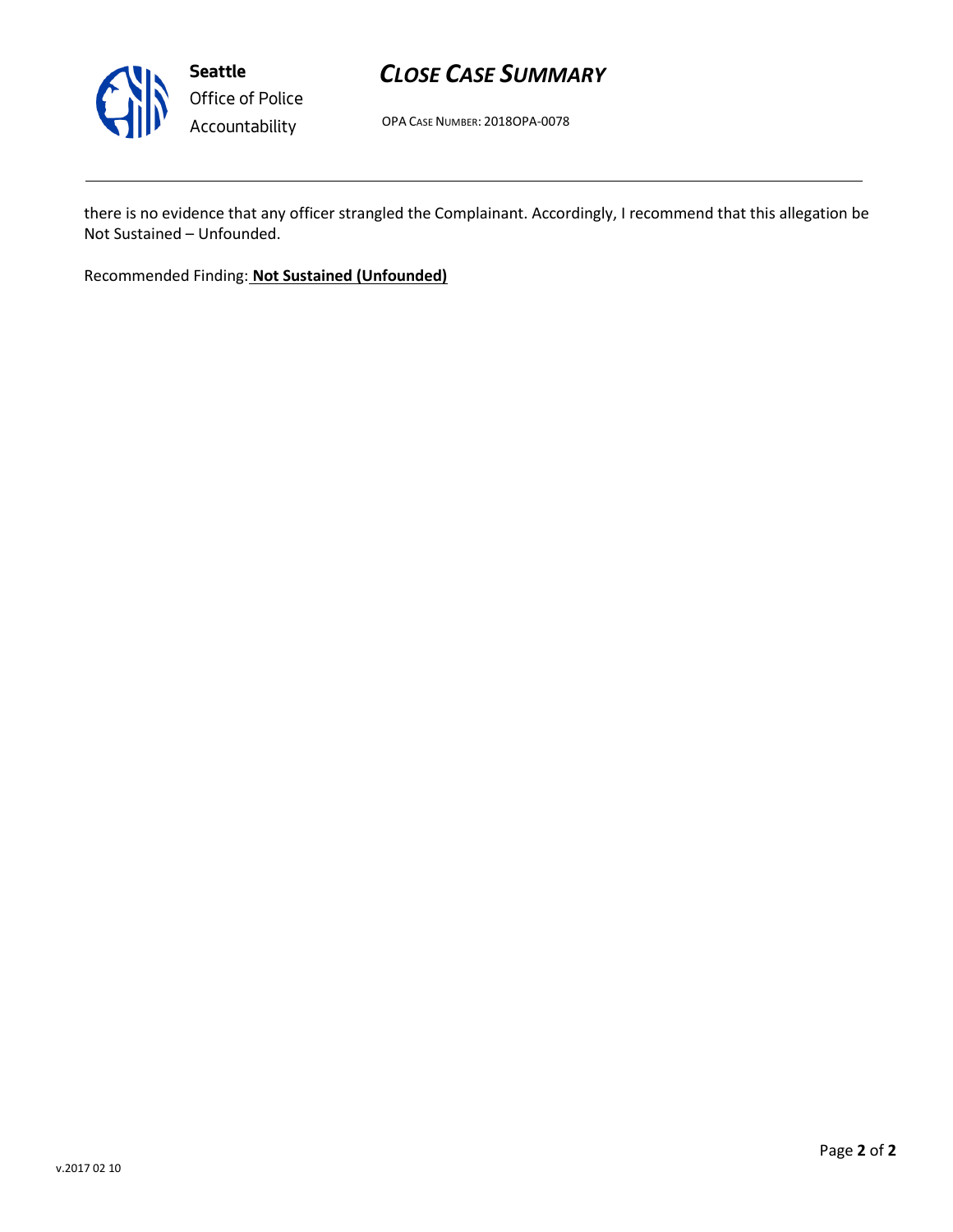there is no evidence that any officer strangled the Complainant. Accordingly, I recommend that this allegation be Not Sustained – Unfounded.

Recommended Finding: **Not Sustained (Unfounded)**